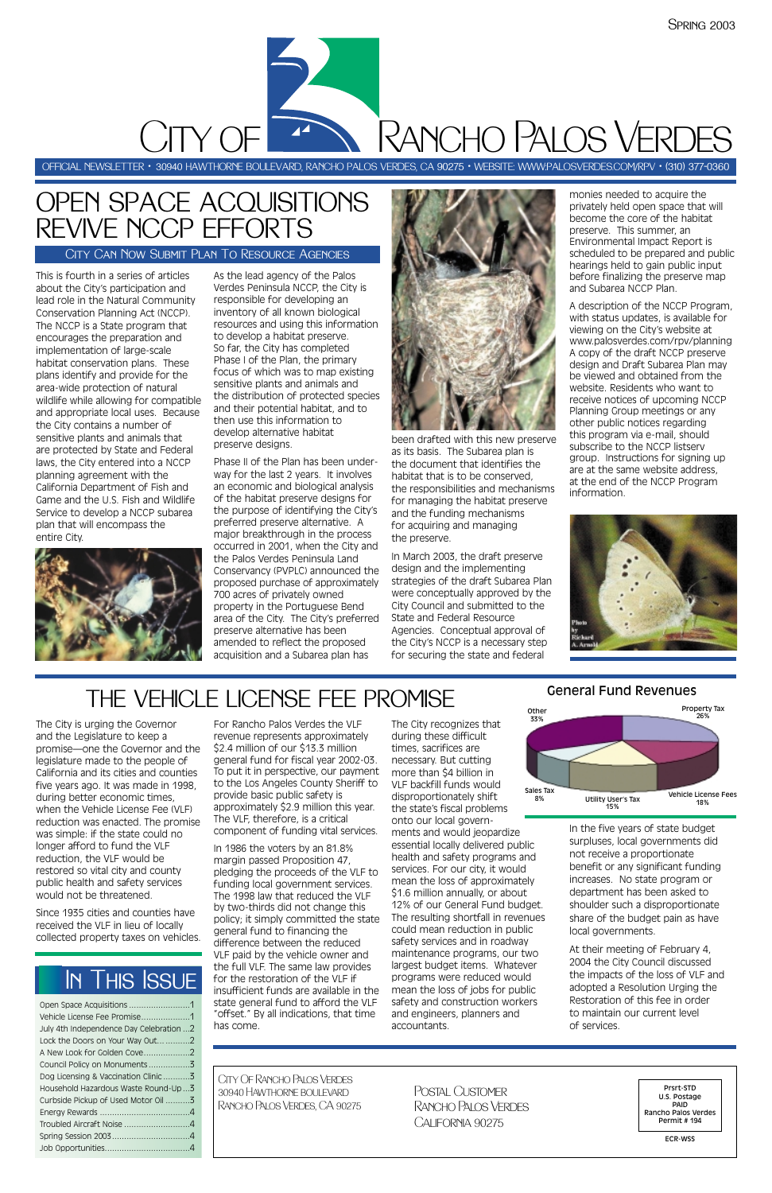Spring 2003

# City of Rancho Palos Verdes

OFFICIAL NEWSLETTER • 30940 HAWTHORNE BOULEVARD, RANCHO PALOS VERDES, CA 90275 • WEBSITE: WWW.PALOSVERDES.COM/RPV • (310) 377-0360

## OPEN SPACE ACQUISITIONS REVIVE NCCP EFFORTS

### City Can Now Submit Plan To Resource Agencies

This is fourth in a series of articles about the City's participation and lead role in the Natural Community Conservation Planning Act (NCCP). The NCCP is a State program that encourages the preparation and implementation of large-scale habitat conservation plans. These plans identify and provide for the area-wide protection of natural wildlife while allowing for compatible and appropriate local uses. Because the City contains a number of sensitive plants and animals that are protected by State and Federal laws, the City entered into a NCCP planning agreement with the California Department of Fish and Game and the U.S. Fish and Wildlife Service to develop a NCCP subarea plan that will encompass the entire City.

As the lead agency of the Palos Verdes Peninsula NCCP, the City is responsible for developing an inventory of all known biological resources and using this information to develop a habitat preserve. So far, the City has completed Phase I of the Plan, the primary focus of which was to map existing sensitive plants and animals and the distribution of protected species and their potential habitat, and to then use this information to develop alternative habitat preserve designs.

Phase II of the Plan has been underway for the last 2 years. It involves an economic and biological analysis of the habitat preserve designs for the purpose of identifying the City's preferred preserve alternative. A major breakthrough in the process occurred in 2001, when the City and the Palos Verdes Peninsula Land Conservancy (PVPLC) announced the proposed purchase of approximately 700 acres of privately owned property in the Portuguese Bend area of the City. The City's preferred preserve alternative has been amended to reflect the proposed acquisition and a Subarea plan has been drafted with this new preserve as its basis. The Subarea plan is the document that identifies the habitat that is to be conserved, the responsibilities and mechanisms for managing the habitat preserve and the funding mechanisms for acquiring and managing the preserve.

In March 2003, the draft preserve design and the implementing strategies of the draft Subarea Plan were conceptually approved by the City Council and submitted to the State and Federal Resource Agencies. Conceptual approval of the City's NCCP is a necessary step for securing the state and federal monies needed to acquire the privately held open space that will become the core of the habitat preserve. This summer, an Environmental Impact Report is scheduled to be prepared and public hearings held to gain public input before finalizing the preserve map and Subarea NCCP Plan.

A description of the NCCP Program, with status updates, is available for viewing on the City's website at www.palosverdes.com/rpv/planning A copy of the draft NCCP preserve design and Draft Subarea Plan may be viewed and obtained from the website. Residents who want to receive notices of upcoming NCCP Planning Group meetings or any other public notices regarding this program via e-mail, should subscribe to the NCCP listserv group. Instructions for signing up are at the same website address, at the end of the NCCP Program information.

Photo by Richard A. Arnold

## THE VEHICLE LICENSE FEE PROMISE

The City is urging the Governor and the Legislature to keep a promise—one the Governor and the legislature made to the people of California and its cities and counties five years ago. It was made in 1998, during better economic times, when the Vehicle License Fee (VLF) reduction was enacted. The promise was simple: if the state could no longer afford to fund the VLF reduction, the VLF would be restored so vital city and county public health and safety services would not be threatened.

Since 1935 cities and counties have received the VLF in lieu of locally collected property taxes on vehicles.

For Rancho Palos Verdes the VLF revenue represents approximately $2.4 million of our $13.3 million general fund for fiscal year 2002-03. To put it in perspective, our payment to the Los Angeles County Sheriff to provide basic public safety is approximately $2.9 million this year. The VLF, therefore, is a critical component of funding vital services.

In 1986 the voters by an 81.8% margin passed Proposition 47, pledging the proceeds of the VLF to funding local government services. The 1998 law that reduced the VLF by two-thirds did not change this policy; it simply committed the state general fund to financing the difference between the reduced VLF paid by the vehicle owner and the full VLF. The same law provides for the restoration of the VLF if insufficient funds are available in the state general fund to afford the VLF "offset." By all indications, that time has come.

The City recognizes that during these difficult times, sacrifices are necessary. But cutting more than $4 billion in VLF backfill funds would disproportionately shift the state's fiscal problems onto our local governments and would jeopardize essential locally delivered public health and safety programs and services. For our city, it would mean the loss of approximately $1.6 million annually, or about 12% of our General Fund budget. The resulting shortfall in revenues could mean reduction in public safety services and in roadway maintenance programs, our two largest budget items. Whatever programs were reduced would mean the loss of jobs for public safety and construction workers and engineers, planners and accountants.

**General Fund Revenues**

| Source | Share |
|---|---|
| Other | 33% |
| Property Tax | 26% |
| Vehicle License Fees | 18% |
| Utility User's Tax | 15% |
| Sales Tax | 8% |

In the five years of state budget surpluses, local governments did not receive a proportionate benefit or any significant funding increases. No state program or department has been asked to shoulder such a disproportionate share of the budget pain as have local governments.

At their meeting of February 4, 2004 the City Council discussed the impacts of the loss of VLF and adopted a Resolution Urging the Restoration of this fee in order to maintain our current level of services.

## In This Issue

- Open Space Acquisitions ........ 1
- Vehicle License Fee Promise ........ 1
- July 4th Independence Day Celebration ........ 2
- Lock the Doors on Your Way Out ........ 2
- A New Look for Golden Cove ........ 2
- Council Policy on Monuments ........ 3
- Dog Licensing & Vaccination Clinic ........ 3
- Household Hazardous Waste Round-Up ........ 3
- Curbside Pickup of Used Motor Oil ........ 3
- Energy Rewards ........ 4
- Troubled Aircraft Noise ........ 4
- Spring Session 2003 ........ 4
- Job Opportunities ........ 4

City Of Rancho Palos Verdes
30940 Hawthorne Boulevard
Rancho Palos Verdes, CA 90275

Postal Customer
Rancho Palos Verdes
California 90275

Prsrt-STD
U.S. Postage
PAID
Rancho Palos Verdes
Permit # 194

ECR-WSS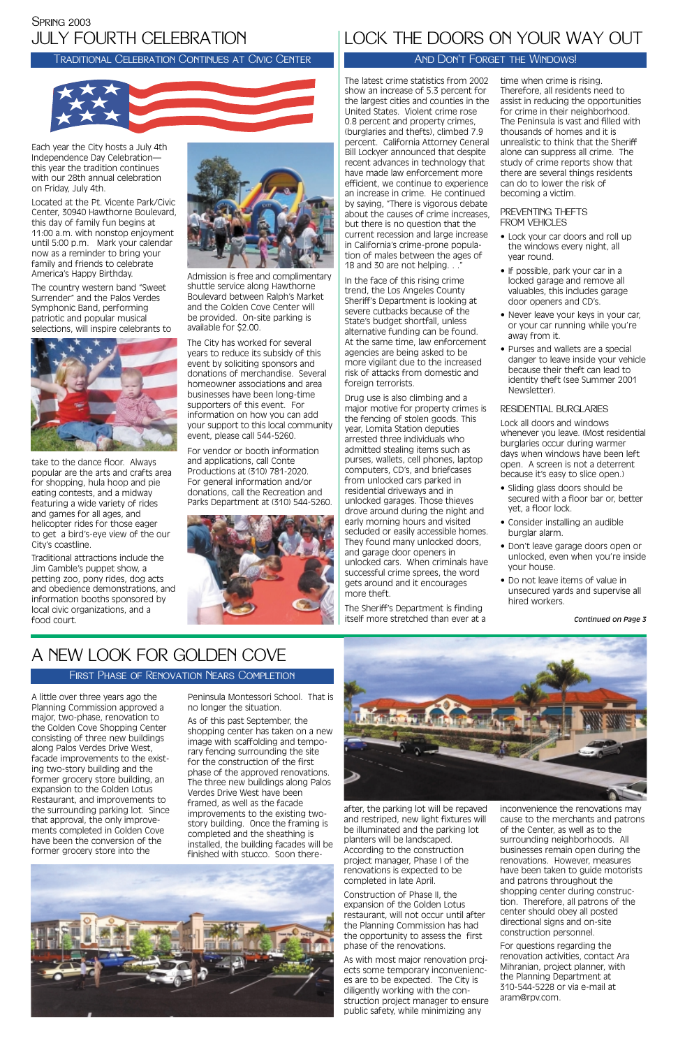Spring 2003

# JULY FOURTH CELEBRATION

## Traditional Celebration Continues at Civic Center

Each year the City hosts a July 4th Independence Day Celebration—this year the tradition continues with our 28th annual celebration on Friday, July 4th.

Located at the Pt. Vicente Park/Civic Center, 30940 Hawthorne Boulevard, this day of family fun begins at 11:00 a.m. with nonstop enjoyment until 5:00 p.m. Mark your calendar now as a reminder to bring your family and friends to celebrate America's Happy Birthday.

The country western band "Sweet Surrender" and the Palos Verdes Symphonic Band, performing patriotic and popular musical selections, will inspire celebrants to take to the dance floor. Always popular are the arts and crafts area for shopping, hula hoop and pie eating contests, and a midway featuring a wide variety of rides and games for all ages, and helicopter rides for those eager to get a bird's-eye view of the our City's coastline.

Traditional attractions include the Jim Gamble's puppet show, a petting zoo, pony rides, dog acts and obedience demonstrations, and information booths sponsored by local civic organizations, and a food court.

Admission is free and complimentary shuttle service along Hawthorne Boulevard between Ralph's Market and the Golden Cove Center will be provided. On-site parking is available for $2.00.

The City has worked for several years to reduce its subsidy of this event by soliciting sponsors and donations of merchandise. Several homeowner associations and area businesses have been long-time supporters of this event. For information on how you can add your support to this local community event, please call 544-5260.

For vendor or booth information and applications, call Conte Productions at (310) 781-2020. For general information and/or donations, call the Recreation and Parks Department at (310) 544-5260.

# LOCK THE DOORS ON YOUR WAY OUT

## And Don't Forget the Windows!

The latest crime statistics from 2002 show an increase of 5.3 percent for the largest cities and counties in the United States. Violent crime rose 0.8 percent and property crimes, (burglaries and thefts), climbed 7.9 percent. California Attorney General Bill Lockyer announced that despite recent advances in technology that have made law enforcement more efficient, we continue to experience an increase in crime. He continued by saying, "There is vigorous debate about the causes of crime increases, but there is no question that the current recession and large increase in California's crime-prone population of males between the ages of 18 and 30 are not helping. . ."

In the face of this rising crime trend, the Los Angeles County Sheriff's Department is looking at severe cutbacks because of the State's budget shortfall, unless alternative funding can be found. At the same time, law enforcement agencies are being asked to be more vigilant due to the increased risk of attacks from domestic and foreign terrorists.

Drug use is also climbing and a major motive for property crimes is the fencing of stolen goods. This year, Lomita Station deputies arrested three individuals who admitted stealing items such as purses, wallets, cell phones, laptop computers, CD's, and briefcases from unlocked cars parked in residential driveways and in unlocked garages. Those thieves drove around during the night and early morning hours and visited secluded or easily accessible homes. They found many unlocked doors, and garage door openers in unlocked cars. When criminals have successful crime sprees, the word gets around and it encourages more theft.

The Sheriff's Department is finding itself more stretched than ever at a time when crime is rising. Therefore, all residents need to assist in reducing the opportunities for crime in their neighborhood. The Peninsula is vast and filled with thousands of homes and it is unrealistic to think that the Sheriff alone can suppress all crime. The study of crime reports show that there are several things residents can do to lower the risk of becoming a victim.

### Preventing Thefts from Vehicles

- Lock your car doors and roll up the windows every night, all year round.
- If possible, park your car in a locked garage and remove all valuables, this includes garage door openers and CD's.
- Never leave your keys in your car, or your car running while you're away from it.
- Purses and wallets are a special danger to leave inside your vehicle because their theft can lead to identity theft (see Summer 2001 Newsletter).

### Residential Burglaries

Lock all doors and windows whenever you leave. (Most residential burglaries occur during warmer days when windows have been left open. A screen is not a deterrent because it's easy to slice open.)

- Sliding glass doors should be secured with a floor bar or, better yet, a floor lock.
- Consider installing an audible burglar alarm.
- Don't leave garage doors open or unlocked, even when you're inside your house.
- Do not leave items of value in unsecured yards and supervise all hired workers.

*Continued on Page 3*

# A NEW LOOK FOR GOLDEN COVE

## First Phase of Renovation Nears Completion

A little over three years ago the Planning Commission approved a major, two-phase, renovation to the Golden Cove Shopping Center consisting of three new buildings along Palos Verdes Drive West, facade improvements to the existing two-story building and the former grocery store building, an expansion to the Golden Lotus Restaurant, and improvements to the surrounding parking lot. Since that approval, the only improvements completed in Golden Cove have been the conversion of the former grocery store into the Peninsula Montessori School. That is no longer the situation.

As of this past September, the shopping center has taken on a new image with scaffolding and temporary fencing surrounding the site for the construction of the first phase of the approved renovations. The three new buildings along Palos Verdes Drive West have been framed, as well as the facade improvements to the existing two-story building. Once the framing is completed and the sheathing is installed, the building facades will be finished with stucco. Soon thereafter, the parking lot will be repaved and restriped, new light fixtures will be illuminated and the parking lot planters will be landscaped. According to the construction project manager, Phase I of the renovations is expected to be completed in late April.

Construction of Phase II, the expansion of the Golden Lotus restaurant, will not occur until after the Planning Commission has had the opportunity to assess the first phase of the renovations.

As with most major renovation projects some temporary inconveniences are to be expected. The City is diligently working with the construction project manager to ensure public safety, while minimizing any inconvenience the renovations may cause to the merchants and patrons of the Center, as well as to the surrounding neighborhoods. All businesses remain open during the renovations. However, measures have been taken to guide motorists and patrons throughout the shopping center during construction. Therefore, all patrons of the center should obey all posted directional signs and on-site construction personnel.

For questions regarding the renovation activities, contact Ara Mihranian, project planner, with the Planning Department at 310-544-5228 or via e-mail at aram@rpv.com.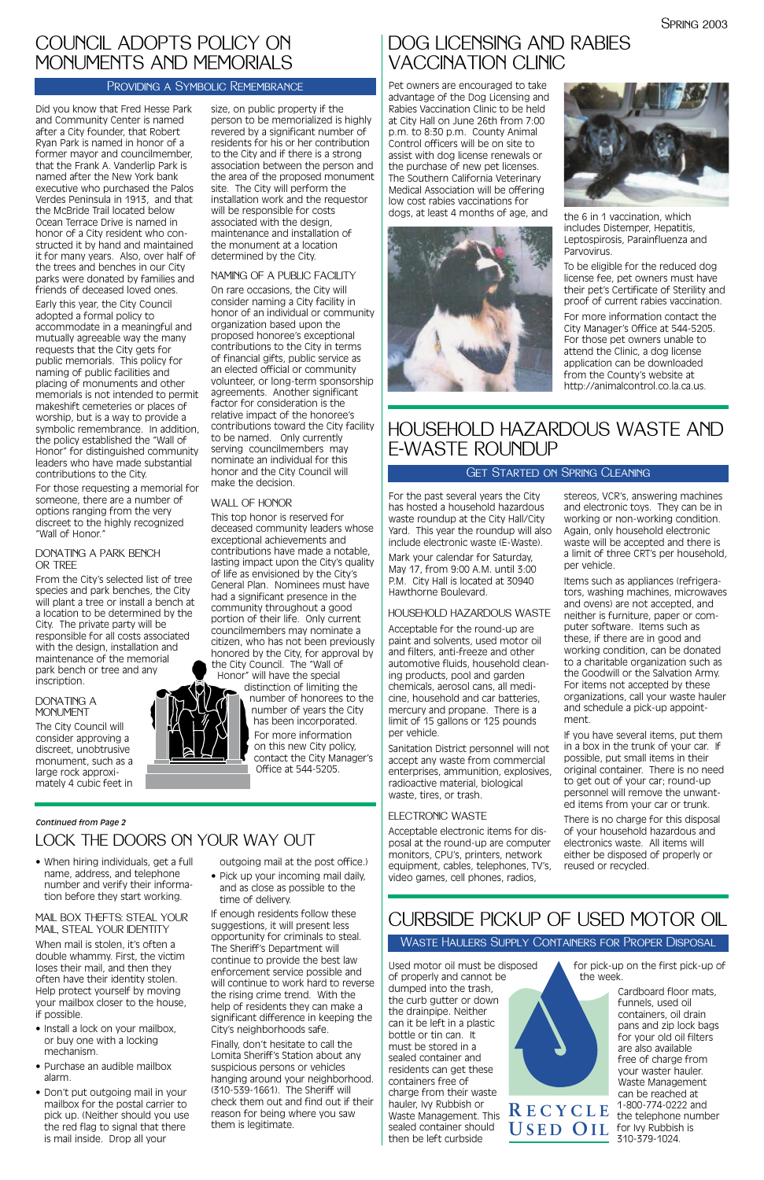# Council Adopts Policy on Monuments and Memorials

## Providing a Symbolic Remembrance

Did you know that Fred Hesse Park and Community Center is named after a City founder, that Robert Ryan Park is named in honor of a former mayor and councilmember, that the Frank A. Vanderlip Park is named after the New York bank executive who purchased the Palos Verdes Peninsula in 1913, and that the McBride Trail located below Ocean Terrace Drive is named in honor of a City resident who constructed it by hand and maintained it for many years. Also, over half of the trees and benches in our City parks were donated by families and friends of deceased loved ones.

Early this year, the City Council adopted a formal policy to accommodate in a meaningful and mutually agreeable way the many requests that the City gets for public memorials. This policy for naming of public facilities and placing of monuments and other memorials is not intended to permit makeshift cemeteries or places of worship, but is a way to provide a symbolic remembrance. In addition, the policy established the "Wall of Honor" for distinguished community leaders who have made substantial contributions to the City.

For those requesting a memorial for someone, there are a number of options ranging from the very discreet to the highly recognized "Wall of Honor."

### Donating a Park Bench or Tree

From the City's selected list of tree species and park benches, the City will plant a tree or install a bench at a location to be determined by the City. The private party will be responsible for all costs associated with the design, installation and maintenance of the memorial park bench or tree and any inscription.

### Donating a Monument

The City Council will consider approving a discreet, unobtrusive monument, such as a large rock approximately 4 cubic feet in size, on public property if the person to be memorialized is highly revered by a significant number of residents for his or her contribution to the City and if there is a strong association between the person and the area of the proposed monument site. The City will perform the installation work and the requestor will be responsible for costs associated with the design, maintenance and installation of the monument at a location determined by the City.

### Naming of a Public Facility

On rare occasions, the City will consider naming a City facility in honor of an individual or community organization based upon the proposed honoree's exceptional contributions to the City in terms of financial gifts, public service as an elected official or community volunteer, or long-term sponsorship agreements. Another significant factor for consideration is the relative impact of the honoree's contributions toward the City facility to be named. Only currently serving councilmembers may nominate an individual for this honor and the City Council will make the decision.

### Wall of Honor

This top honor is reserved for deceased community leaders whose exceptional achievements and contributions have made a notable, lasting impact upon the City's quality of life as envisioned by the City's General Plan. Nominees must have had a significant presence in the community throughout a good portion of their life. Only current councilmembers may nominate a citizen, who has not been previously honored by the City, for approval by the City Council. The "Wall of Honor" will have the special distinction of limiting the number of honorees to the number of years the City has been incorporated.

For more information on this new City policy, contact the City Manager's Office at 544-5205.

---

*Continued from Page 2*

# Lock the Doors on Your Way Out

- When hiring individuals, get a full name, address, and telephone number and verify their information before they start working.

### Mail Box Thefts: Steal Your Mail, Steal Your Identity

When mail is stolen, it's often a double whammy. First, the victim loses their mail, and then they often have their identity stolen. Help protect yourself by moving your mailbox closer to the house, if possible.

- Install a lock on your mailbox, or buy one with a locking mechanism.
- Purchase an audible mailbox alarm.
- Don't put outgoing mail in your mailbox for the postal carrier to pick up. (Neither should you use the red flag to signal that there is mail inside. Drop all your outgoing mail at the post office.)
- Pick up your incoming mail daily, and as close as possible to the time of delivery.

If enough residents follow these suggestions, it will present less opportunity for criminals to steal. The Sheriff's Department will continue to provide the best law enforcement service possible and will continue to work hard to reverse the rising crime trend. With the help of residents they can make a significant difference in keeping the City's neighborhoods safe.

Finally, don't hesitate to call the Lomita Sheriff's Station about any suspicious persons or vehicles hanging around your neighborhood. (310-539-1661). The Sheriff will check them out and find out if their reason for being where you saw them is legitimate.

---

# Dog Licensing and Rabies Vaccination Clinic

Pet owners are encouraged to take advantage of the Dog Licensing and Rabies Vaccination Clinic to be held at City Hall on June 26th from 7:00 p.m. to 8:30 p.m. County Animal Control officers will be on site to assist with dog license renewals or the purchase of new pet licenses. The Southern California Veterinary Medical Association will be offering low cost rabies vaccinations for dogs, at least 4 months of age, and the 6 in 1 vaccination, which includes Distemper, Hepatitis, Leptospirosis, Parainfluenza and Parvovirus.

To be eligible for the reduced dog license fee, pet owners must have their pet's Certificate of Sterility and proof of current rabies vaccination.

For more information contact the City Manager's Office at 544-5205. For those pet owners unable to attend the Clinic, a dog license application can be downloaded from the County's website at http://animalcontrol.co.la.ca.us.

---

# Household Hazardous Waste and E-Waste Roundup

## Get Started on Spring Cleaning

For the past several years the City has hosted a household hazardous waste roundup at the City Hall/City Yard. This year the roundup will also include electronic waste (E-Waste).

Mark your calendar for Saturday, May 17, from 9:00 A.M. until 3:00 P.M. City Hall is located at 30940 Hawthorne Boulevard.

### Household Hazardous Waste

Acceptable for the round-up are paint and solvents, used motor oil and filters, anti-freeze and other automotive fluids, household cleaning products, pool and garden chemicals, aerosol cans, all medicine, household and car batteries, mercury and propane. There is a limit of 15 gallons or 125 pounds per vehicle.

Sanitation District personnel will not accept any waste from commercial enterprises, ammunition, explosives, radioactive material, biological waste, tires, or trash.

### Electronic Waste

Acceptable electronic items for disposal at the round-up are computer monitors, CPU's, printers, network equipment, cables, telephones, TV's, video games, cell phones, radios, stereos, VCR's, answering machines and electronic toys. They can be in working or non-working condition. Again, only household electronic waste will be accepted and there is a limit of three CRT's per household, per vehicle.

Items such as appliances (refrigerators, washing machines, microwaves and ovens) are not accepted, and neither is furniture, paper or computer software. Items such as these, if there are in good and working condition, can be donated to a charitable organization such as the Goodwill or the Salvation Army. For items not accepted by these organizations, call your waste hauler and schedule a pick-up appointment.

If you have several items, put them in a box in the trunk of your car. If possible, put small items in their original container. There is no need to get out of your car; round-up personnel will remove the unwanted items from your car or trunk.

There is no charge for this disposal of your household hazardous and electronics waste. All items will either be disposed of properly or reused or recycled.

---

# Curbside Pickup of Used Motor Oil

## Waste Haulers Supply Containers for Proper Disposal

Used motor oil must be disposed of properly and cannot be dumped into the trash, the curb gutter or down the drainpipe. Neither can it be left in a plastic bottle or tin can. It must be stored in a sealed container and residents can get these containers free of charge from their waste hauler, Ivy Rubbish or Waste Management. This sealed container should then be left curbside for pick-up on the first pick-up of the week.

Cardboard floor mats, funnels, used oil containers, oil drain pans and zip lock bags for your old oil filters are also available free of charge from your waster hauler. Waste Management can be reached at 1-800-774-0222 and the telephone number for Ivy Rubbish is 310-379-1024.

RECYCLE USED OIL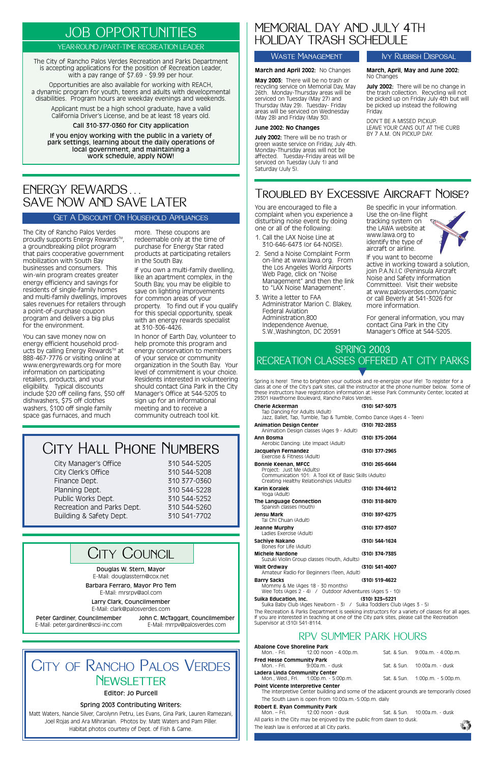# JOB OPPORTUNITIES

## YEAR-ROUND / PART-TIME RECREATION LEADER

The City of Rancho Palos Verdes Recreation and Parks Department is accepting applications for the position of Recreation Leader, with a pay range of $7.69 - $9.99 per hour.

Opportunities are also available for working with REACH, a dynamic program for youth, teens and adults with developmental disabilities. Program hours are weekday evenings and weekends.

Applicant must be a high school graduate, have a valid California Driver's License, and be at least 18 years old.

**Call 310-377-0360 for City application**

**If you enjoy working with the public in a variety of park settings, learning about the daily operations of local government, and maintaining a work schedule, apply NOW!**

# ENERGY REWARDS… SAVE NOW AND SAVE LATER

## GET A DISCOUNT ON HOUSEHOLD APPLIANCES

The City of Rancho Palos Verdes proudly supports Energy Rewards™, a groundbreaking pilot program that pairs cooperative government mobilization with South Bay businesses and consumers. This win-win program creates greater energy efficiency and savings for residents of single-family homes and multi-family dwellings, improves sales revenues for retailers through a point-of-purchase coupon program and delivers a big plus for the environment.

You can save money now on energy efficient household products by calling Energy Rewards™ at 888-467-7776 or visiting online at www.energyrewards.org for more information on participating retailers, products, and your eligibility. Typical discounts include $20 off ceiling fans, $50 off dishwashers, $75 off clothes washers, $100 off single family space gas furnaces, and much more. These coupons are redeemable only at the time of purchase for Energy Star rated products at participating retailers in the South Bay.

If you own a multi-family dwelling, like an apartment complex, in the South Bay, you may be eligible to save on lighting improvements for common areas of your property. To find out if you qualify for this special opportunity, speak with an energy rewards specialist at 310-306-4426.

In honor of Earth Day, volunteer to help promote this program and energy conservation to members of your service or community organization in the South Bay. Your level of commitment is your choice. Residents interested in volunteering should contact Gina Park in the City Manager's Office at 544-5205 to sign up for an informational meeting and to receive a community outreach tool kit.

# CITY HALL PHONE NUMBERS

| | |
|---|---|
| City Manager's Office | 310 544-5205 |
| City Clerk's Office | 310 544-5208 |
| Finance Dept. | 310 377-0360 |
| Planning Dept. | 310 544-5228 |
| Public Works Dept. | 310 544-5252 |
| Recreation and Parks Dept. | 310 544-5260 |
| Building & Safety Dept. | 310 541-7702 |

# CITY COUNCIL

**Douglas W. Stern, Mayor**
E-Mail: douglasstern@cox.net

**Barbara Ferraro, Mayor Pro Tem**
E-Mail: mrsrpv@aol.com

**Larry Clark, Councilmember**
E-Mail: clark@palosverdes.com

**Peter Gardiner, Councilmember**
E-Mail: peter.gardiner@scsi-inc.com

**John C. McTaggart, Councilmember**
E-Mail: mrrpv@palosverdes.com

# CITY OF RANCHO PALOS VERDES NEWSLETTER

**Editor: Jo Purcell**

**Spring 2003 Contributing Writers:**

Matt Waters, Nancie Silver, Carolynn Petru, Les Evans, Gina Park, Lauren Ramezani, Joel Rojas and Ara Mihranian. Photos by: Matt Waters and Pam Piller. Habitat photos courtesy of Dept. of Fish & Game.

# MEMORIAL DAY AND JULY 4TH HOLIDAY TRASH SCHEDULE

## WASTE MANAGEMENT

**March and April 2002:** No Changes

**May 2003:** There will be no trash or recycling service on Memorial Day, May 26th. Monday-Thursday areas will be serviced on Tuesday (May 27) and Thursday (May 29). Tuesday- Friday areas will be serviced on Wednesday (May 28) and Friday (May 30).

**June 2002: No Changes**

**July 2002:** There will be no trash or green waste service on Friday, July 4th. Monday-Thursday areas will not be affected. Tuesday-Friday areas will be serviced on Tuesday (July 1) and Saturday (July 5).

## IVY RUBBISH DISPOSAL

**March, April, May and June 2002:** No Changes

**July 2002:** There will be no change in the trash collection. Recycling will not be picked up on Friday July 4th but will be picked up instead the following Friday.

DON'T BE A MISSED PICKUP. LEAVE YOUR CANS OUT AT THE CURB BY 7 A.M. ON PICKUP DAY.

# TROUBLED BY EXCESSIVE AIRCRAFT NOISE?

You are encouraged to file a complaint when you experience a disturbing noise event by doing one or all of the following:

1. Call the LAX Noise Line at 310-646-6473 (or 64-NOISE).
2. Send a Noise Complaint Form on-line at www.lawa.org. From the Los Angeles World Airports Web Page, click on "Noise Management" and then the link to "LAX Noise Management".
3. Write a letter to FAA Administrator Marion C. Blakey, Federal Aviation Administration,800 Independence Avenue, S.W.,Washington, DC 20591

Be specific in your information. Use the on-line flight tracking system on the LAWA website at www.lawa.org to identify the type of aircraft or airline.

If you want to become active in working toward a solution, join P.A.N.I.C (Peninsula Aircraft Noise and Safety Information Committee). Visit their website at www.palosverdes.com/panic or call Beverly at 541-3026 for more information.

For general information, you may contact Gina Park in the City Manager's Office at 544-5205.

# SPRING 2003 RECREATION CLASSES OFFERED AT CITY PARKS

Spring is here! Time to brighten your outlook and re-energize your life! To register for a class at one of the City's park sites, call the instructor at the phone number below. Some of these instructors have registration information at Hesse Park Community Center, located at 29301 Hawthorne Boulevard, Rancho Palos Verdes.

**Cherie Ackerman** (310) 547-5073
Tap Dancing For Adults (Adult)
Jazz, Ballet, Tap, Tumble, Tap & Tumble, Combo Dance (Ages 4 - Teen)

**Animation Design Center** (310) 782-2853
Animation Design classes (Ages 9 - Adult)

**Ann Bosma** (310) 375-2064
Aerobic Dancing: Lite Impact (Adult)

**Jacquelyn Fernandez** (310) 377-2965
Exercise & Fitness (Adult)

**Bonnie Keenan, MFCC** (310) 265-6644
Project: Just Me (Adults)
Communication 101: A Tool Kit of Basic Skills (Adults)
Creating Healthy Relationships (Adults)

**Karin Koralek** (310) 374-6612
Yoga (Adult)

**The Language Connection** (310) 318-8470
Spanish classes (Youth)

**Jensu Mark** (310) 397-6275
Tai Chi Chuan (Adult)

**Jeanne Murphy** (310) 377-8507
Ladies Exercise (Adult)

**Sachiye Nakano** (310) 544-1624
Bones for Life (Adult)

**Michele Nardone** (310) 374-7385
Suzuki Violin Group classes (Youth, Adults)

**Walt Ordway** (310) 541-4007
Amateur Radio for Beginners (Teen, Adult)

**Barry Sacks** (310) 519-4622
Mommy & Me (Ages 18 - 30 months)
Wee Tots (Ages 2 - 4) / Outdoor Adventures (Ages 5 - 10)

**Suika Education, Inc.** (310) 323-5221
Suika Baby Club (Ages Newborn - 3) / Suika Toddlers Club (Ages 3 - 5)

The Recreation & Parks Department is seeking instructors for a variety of classes for all ages. If you are interested in teaching at one of the City park sites, please call the Recreation Supervisor at (310) 541-8114.

## RPV SUMMER PARK HOURS

**Abalone Cove Shoreline Park**
Mon. - Fri. 12:00 noon - 4:00p.m. — Sat. & Sun. 9:00a.m. - 4:00p.m.

**Fred Hesse Community Park**
Mon. - Fri. 9:00a.m. - dusk — Sat. & Sun. 10:00a.m. - dusk

**Ladera Linda Community Center**
Mon., Wed., Fri. 1:00p.m. - 5:00p.m. — Sat. & Sun. 1:00p.m. - 5:00p.m.

**Point Vicente Interpretive Center**
The Interpretive Center building and some of the adjacent grounds are temporarily closed
The South Lawn is open from 10:00a.m.-5:00p.m. daily

**Robert E. Ryan Community Park**
Mon. - Fri. 12:00 noon - dusk — Sat. & Sun. 10:00a.m. - dusk

All parks in the City may be enjoyed by the public from dawn to dusk.
The leash law is enforced at all City parks.